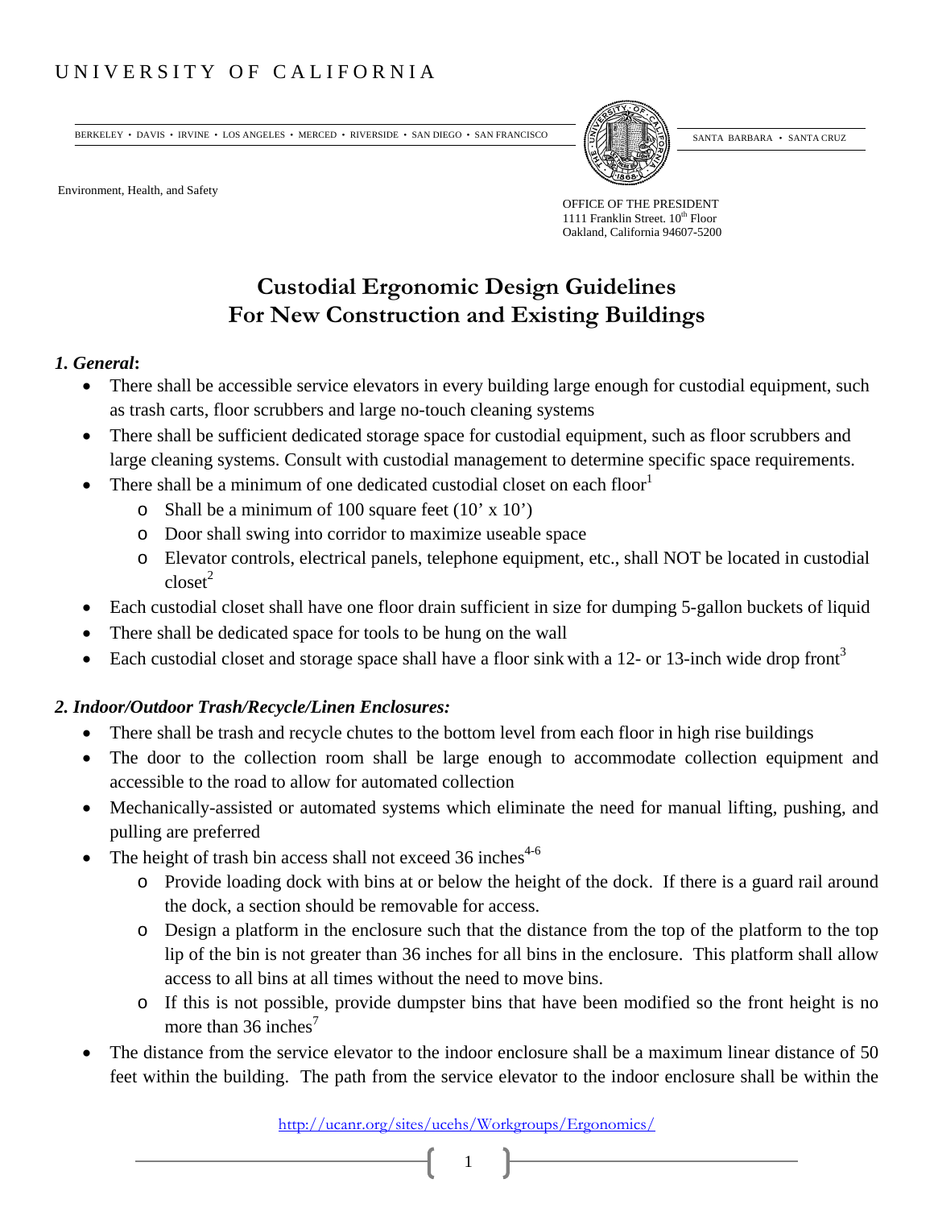UNIVERSITY OF CALIFORNIA

BERKELEY • DAVIS • IRVINE • LOS ANGELES • MERCED • RIVERSIDE • SAN DIEGO • SAN FRANCISCO SANTA BARBARA • SANTA CRUZ

Environment, Health, and Safety

OFFICE OF THE PRESIDENT
1111 Franklin Street. 10th Floor
Oakland, California 94607-5200

# Custodial Ergonomic Design Guidelines
# For New Construction and Existing Buildings

### *1. General*:

- There shall be accessible service elevators in every building large enough for custodial equipment, such as trash carts, floor scrubbers and large no-touch cleaning systems
- There shall be sufficient dedicated storage space for custodial equipment, such as floor scrubbers and large cleaning systems. Consult with custodial management to determine specific space requirements.
- There shall be a minimum of one dedicated custodial closet on each floor[1]
    - Shall be a minimum of 100 square feet (10' x 10')
    - Door shall swing into corridor to maximize useable space
    - Elevator controls, electrical panels, telephone equipment, etc., shall NOT be located in custodial closet[2]
- Each custodial closet shall have one floor drain sufficient in size for dumping 5-gallon buckets of liquid
- There shall be dedicated space for tools to be hung on the wall
- Each custodial closet and storage space shall have a floor sink with a 12- or 13-inch wide drop front[3]

### *2. Indoor/Outdoor Trash/Recycle/Linen Enclosures:*

- There shall be trash and recycle chutes to the bottom level from each floor in high rise buildings
- The door to the collection room shall be large enough to accommodate collection equipment and accessible to the road to allow for automated collection
- Mechanically-assisted or automated systems which eliminate the need for manual lifting, pushing, and pulling are preferred
- The height of trash bin access shall not exceed 36 inches[4-6]
    - Provide loading dock with bins at or below the height of the dock. If there is a guard rail around the dock, a section should be removable for access.
    - Design a platform in the enclosure such that the distance from the top of the platform to the top lip of the bin is not greater than 36 inches for all bins in the enclosure. This platform shall allow access to all bins at all times without the need to move bins.
    - If this is not possible, provide dumpster bins that have been modified so the front height is no more than 36 inches[7]
- The distance from the service elevator to the indoor enclosure shall be a maximum linear distance of 50 feet within the building. The path from the service elevator to the indoor enclosure shall be within the

http://ucanr.org/sites/ucehs/Workgroups/Ergonomics/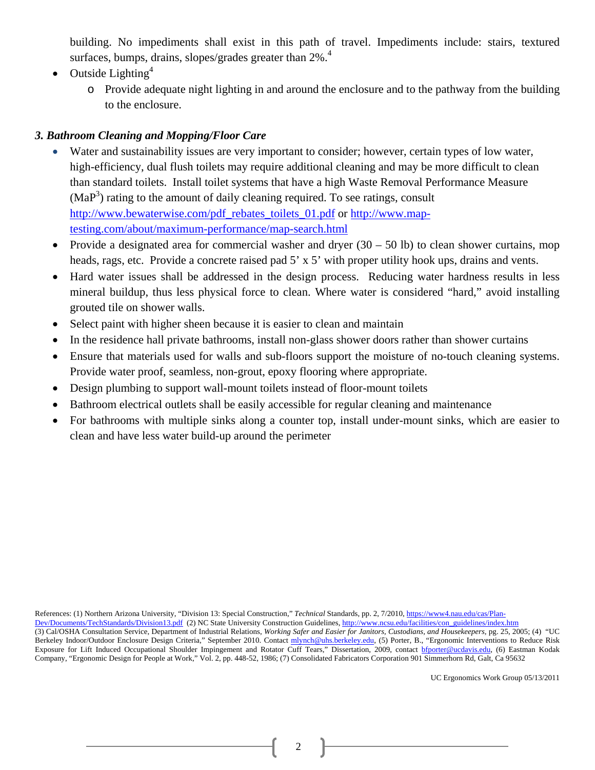building. No impediments shall exist in this path of travel. Impediments include: stairs, textured surfaces, bumps, drains, slopes/grades greater than 2%.[4]

- Outside Lighting[4]
  - Provide adequate night lighting in and around the enclosure and to the pathway from the building to the enclosure.

### *3. Bathroom Cleaning and Mopping/Floor Care*

- Water and sustainability issues are very important to consider; however, certain types of low water, high-efficiency, dual flush toilets may require additional cleaning and may be more difficult to clean than standard toilets. Install toilet systems that have a high Waste Removal Performance Measure (MaP[3]) rating to the amount of daily cleaning required. To see ratings, consult http://www.bewaterwise.com/pdf_rebates_toilets_01.pdf or http://www.map-testing.com/about/maximum-performance/map-search.html
- Provide a designated area for commercial washer and dryer (30 – 50 lb) to clean shower curtains, mop heads, rags, etc. Provide a concrete raised pad 5' x 5' with proper utility hook ups, drains and vents.
- Hard water issues shall be addressed in the design process. Reducing water hardness results in less mineral buildup, thus less physical force to clean. Where water is considered "hard," avoid installing grouted tile on shower walls.
- Select paint with higher sheen because it is easier to clean and maintain
- In the residence hall private bathrooms, install non-glass shower doors rather than shower curtains
- Ensure that materials used for walls and sub-floors support the moisture of no-touch cleaning systems. Provide water proof, seamless, non-grout, epoxy flooring where appropriate.
- Design plumbing to support wall-mount toilets instead of floor-mount toilets
- Bathroom electrical outlets shall be easily accessible for regular cleaning and maintenance
- For bathrooms with multiple sinks along a counter top, install under-mount sinks, which are easier to clean and have less water build-up around the perimeter

References: (1) Northern Arizona University, "Division 13: Special Construction," *Technical* Standards, pp. 2, 7/2010, https://www4.nau.edu/cas/Plan-Dev/Documents/TechStandards/Division13.pdf (2) NC State University Construction Guidelines, http://www.ncsu.edu/facilities/con_guidelines/index.htm (3) Cal/OSHA Consultation Service, Department of Industrial Relations, *Working Safer and Easier for Janitors, Custodians, and Housekeepers*, pg. 25, 2005; (4) "UC Berkeley Indoor/Outdoor Enclosure Design Criteria," September 2010. Contact mlynch@uhs.berkeley.edu, (5) Porter, B., "Ergonomic Interventions to Reduce Risk Exposure for Lift Induced Occupational Shoulder Impingement and Rotator Cuff Tears," Dissertation, 2009, contact bfporter@ucdavis.edu, (6) Eastman Kodak Company, "Ergonomic Design for People at Work," Vol. 2, pp. 448-52, 1986; (7) Consolidated Fabricators Corporation 901 Simmerhorn Rd, Galt, Ca 95632

UC Ergonomics Work Group 05/13/2011